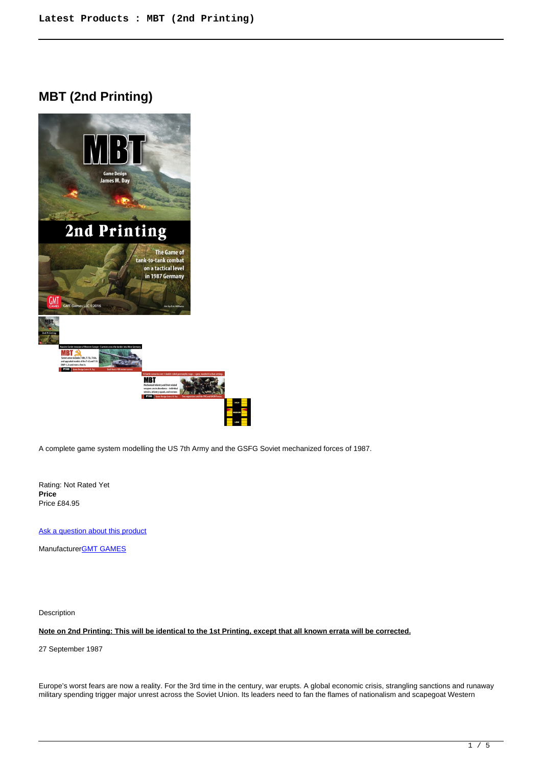# MBT (2nd Printing)

A complete game system modelling the US 7th Army and the GSFG Soviet mechanized forces of 1987.

Rating: Not Rated Yet
**Price**
Price £84.95

[Ask a question about this product]()

Manufacturer[GMT GAMES]()

Description

**Note on 2nd Printing: This will be identical to the 1st Printing, except that all known errata will be corrected.**

27 September 1987

Europe's worst fears are now a reality. For the 3rd time in the century, war erupts. A global economic crisis, strangling sanctions and runaway military spending trigger major unrest across the Soviet Union. Its leaders need to fan the flames of nationalism and scapegoat Western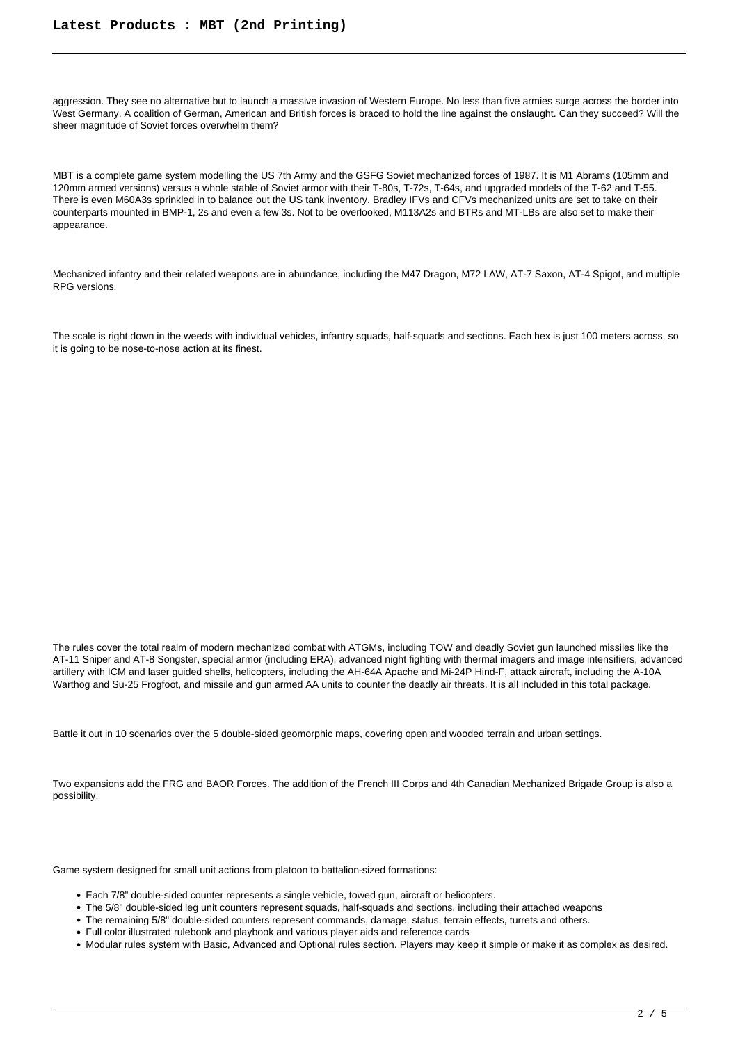aggression. They see no alternative but to launch a massive invasion of Western Europe. No less than five armies surge across the border into West Germany. A coalition of German, American and British forces is braced to hold the line against the onslaught. Can they succeed? Will the sheer magnitude of Soviet forces overwhelm them?

MBT is a complete game system modelling the US 7th Army and the GSFG Soviet mechanized forces of 1987. It is M1 Abrams (105mm and 120mm armed versions) versus a whole stable of Soviet armor with their T-80s, T-72s, T-64s, and upgraded models of the T-62 and T-55. There is even M60A3s sprinkled in to balance out the US tank inventory. Bradley IFVs and CFVs mechanized units are set to take on their counterparts mounted in BMP-1, 2s and even a few 3s. Not to be overlooked, M113A2s and BTRs and MT-LBs are also set to make their appearance.

Mechanized infantry and their related weapons are in abundance, including the M47 Dragon, M72 LAW, AT-7 Saxon, AT-4 Spigot, and multiple RPG versions.

The scale is right down in the weeds with individual vehicles, infantry squads, half-squads and sections. Each hex is just 100 meters across, so it is going to be nose-to-nose action at its finest.

The rules cover the total realm of modern mechanized combat with ATGMs, including TOW and deadly Soviet gun launched missiles like the AT-11 Sniper and AT-8 Songster, special armor (including ERA), advanced night fighting with thermal imagers and image intensifiers, advanced artillery with ICM and laser guided shells, helicopters, including the AH-64A Apache and Mi-24P Hind-F, attack aircraft, including the A-10A Warthog and Su-25 Frogfoot, and missile and gun armed AA units to counter the deadly air threats. It is all included in this total package.

Battle it out in 10 scenarios over the 5 double-sided geomorphic maps, covering open and wooded terrain and urban settings.

Two expansions add the FRG and BAOR Forces. The addition of the French III Corps and 4th Canadian Mechanized Brigade Group is also a possibility.

Game system designed for small unit actions from platoon to battalion-sized formations:

- Each 7/8" double-sided counter represents a single vehicle, towed gun, aircraft or helicopters.
- The 5/8" double-sided leg unit counters represent squads, half-squads and sections, including their attached weapons
- The remaining 5/8" double-sided counters represent commands, damage, status, terrain effects, turrets and others.
- Full color illustrated rulebook and playbook and various player aids and reference cards
- Modular rules system with Basic, Advanced and Optional rules section. Players may keep it simple or make it as complex as desired.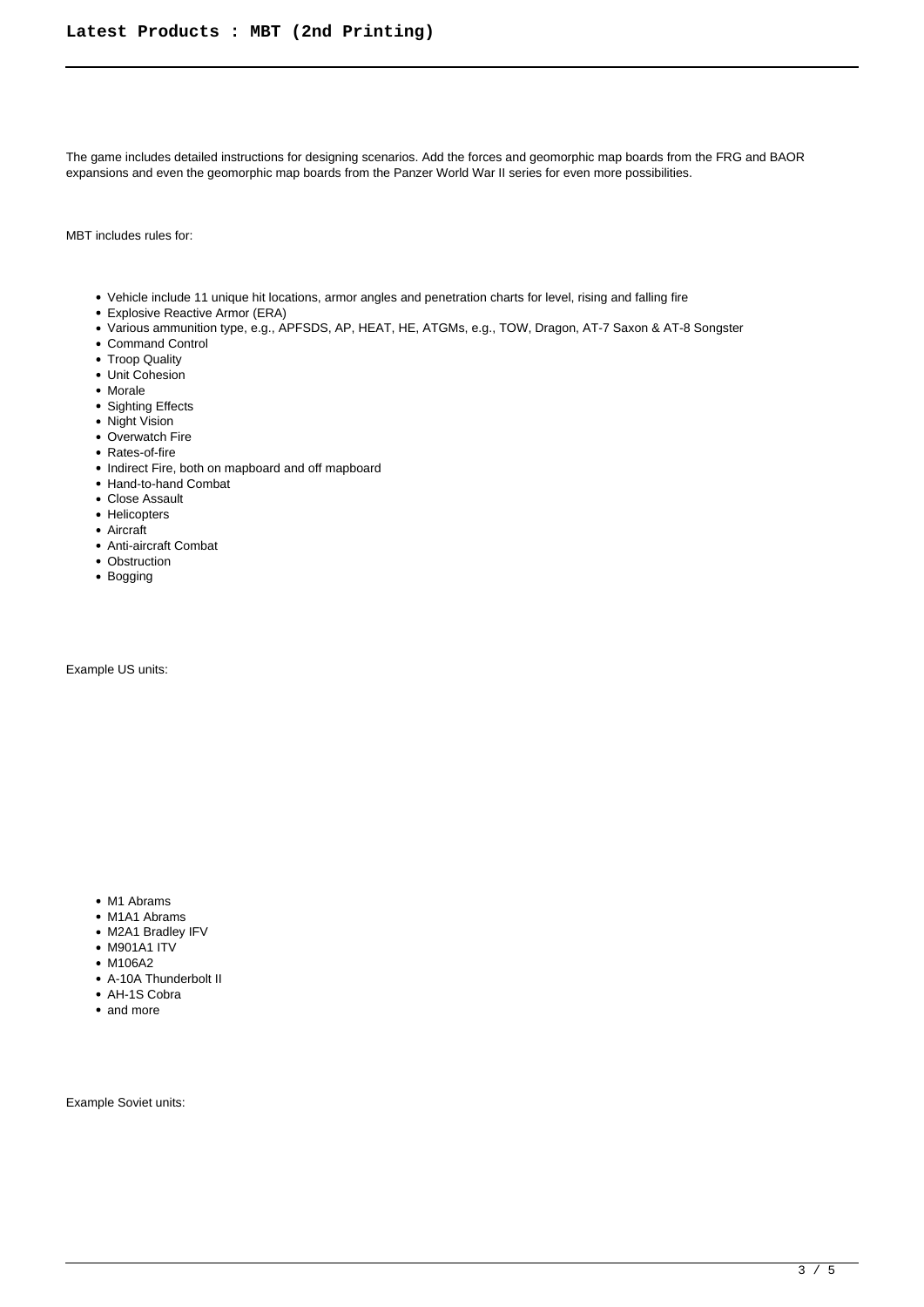The game includes detailed instructions for designing scenarios. Add the forces and geomorphic map boards from the FRG and BAOR expansions and even the geomorphic map boards from the Panzer World War II series for even more possibilities.

MBT includes rules for:

- Vehicle include 11 unique hit locations, armor angles and penetration charts for level, rising and falling fire
- Explosive Reactive Armor (ERA)
- Various ammunition type, e.g., APFSDS, AP, HEAT, HE, ATGMs, e.g., TOW, Dragon, AT-7 Saxon & AT-8 Songster
- Command Control
- Troop Quality
- Unit Cohesion
- Morale
- Sighting Effects
- Night Vision
- Overwatch Fire
- Rates-of-fire
- Indirect Fire, both on mapboard and off mapboard
- Hand-to-hand Combat
- Close Assault
- Helicopters
- Aircraft
- Anti-aircraft Combat
- Obstruction
- Bogging

Example US units:

- M1 Abrams
- M1A1 Abrams
- M2A1 Bradley IFV
- M901A1 ITV
- M106A2
- A-10A Thunderbolt II
- AH-1S Cobra
- and more

Example Soviet units: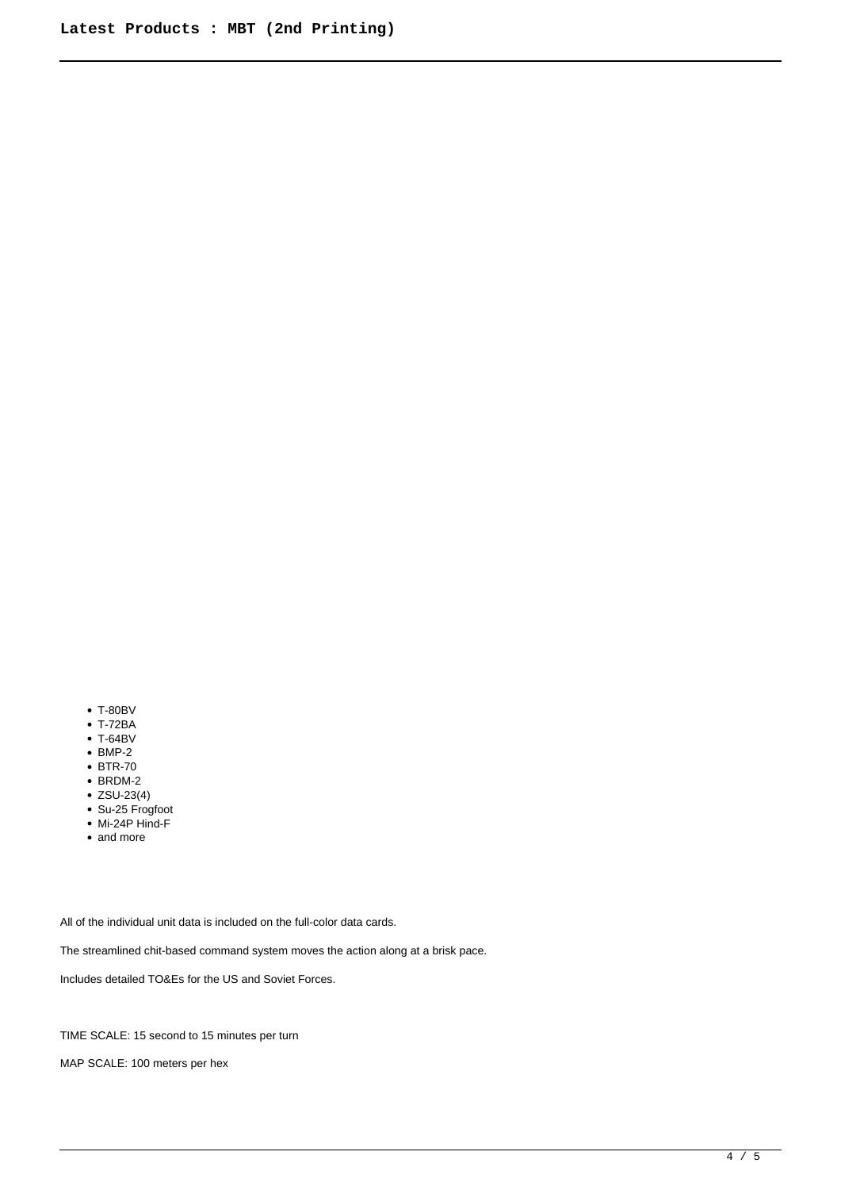- T-80BV
- T-72BA
- T-64BV
- BMP-2
- BTR-70
- BRDM-2
- ZSU-23(4)
- Su-25 Frogfoot
- Mi-24P Hind-F
- and more

All of the individual unit data is included on the full-color data cards.

The streamlined chit-based command system moves the action along at a brisk pace.

Includes detailed TO&Es for the US and Soviet Forces.

TIME SCALE: 15 second to 15 minutes per turn

MAP SCALE: 100 meters per hex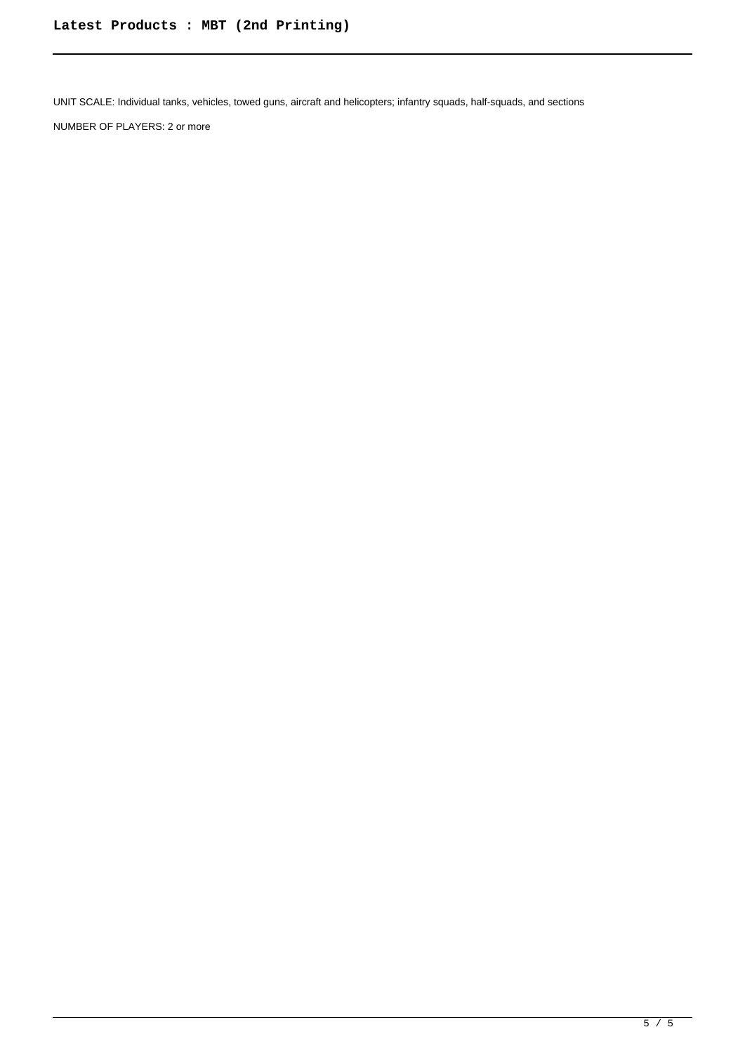UNIT SCALE: Individual tanks, vehicles, towed guns, aircraft and helicopters; infantry squads, half-squads, and sections

NUMBER OF PLAYERS: 2 or more